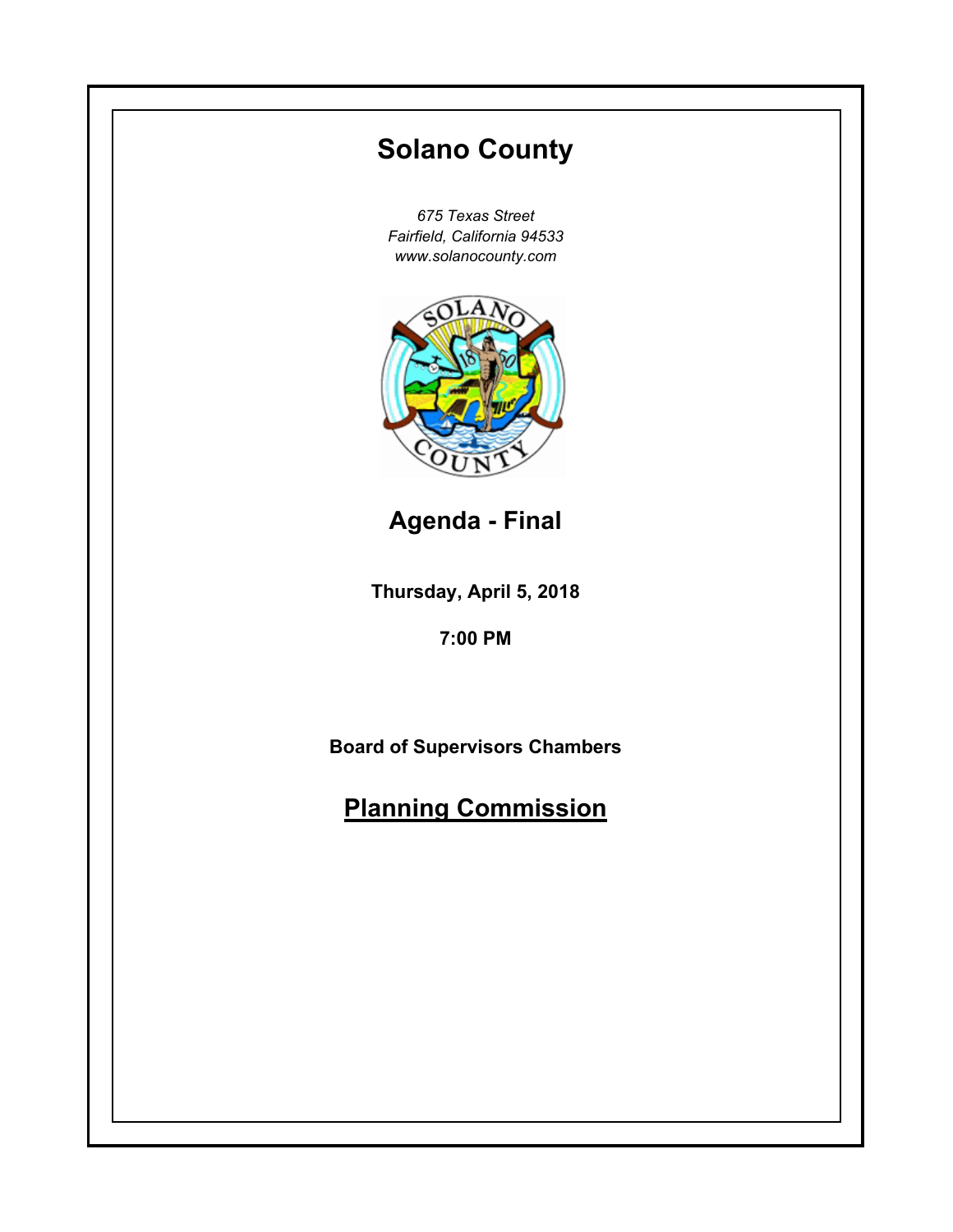# Solano County

*675 Texas Street*
*Fairfield, California 94533*
*www.solanocounty.com*

## Agenda - Final

**Thursday, April 5, 2018**

**7:00 PM**

**Board of Supervisors Chambers**

## Planning Commission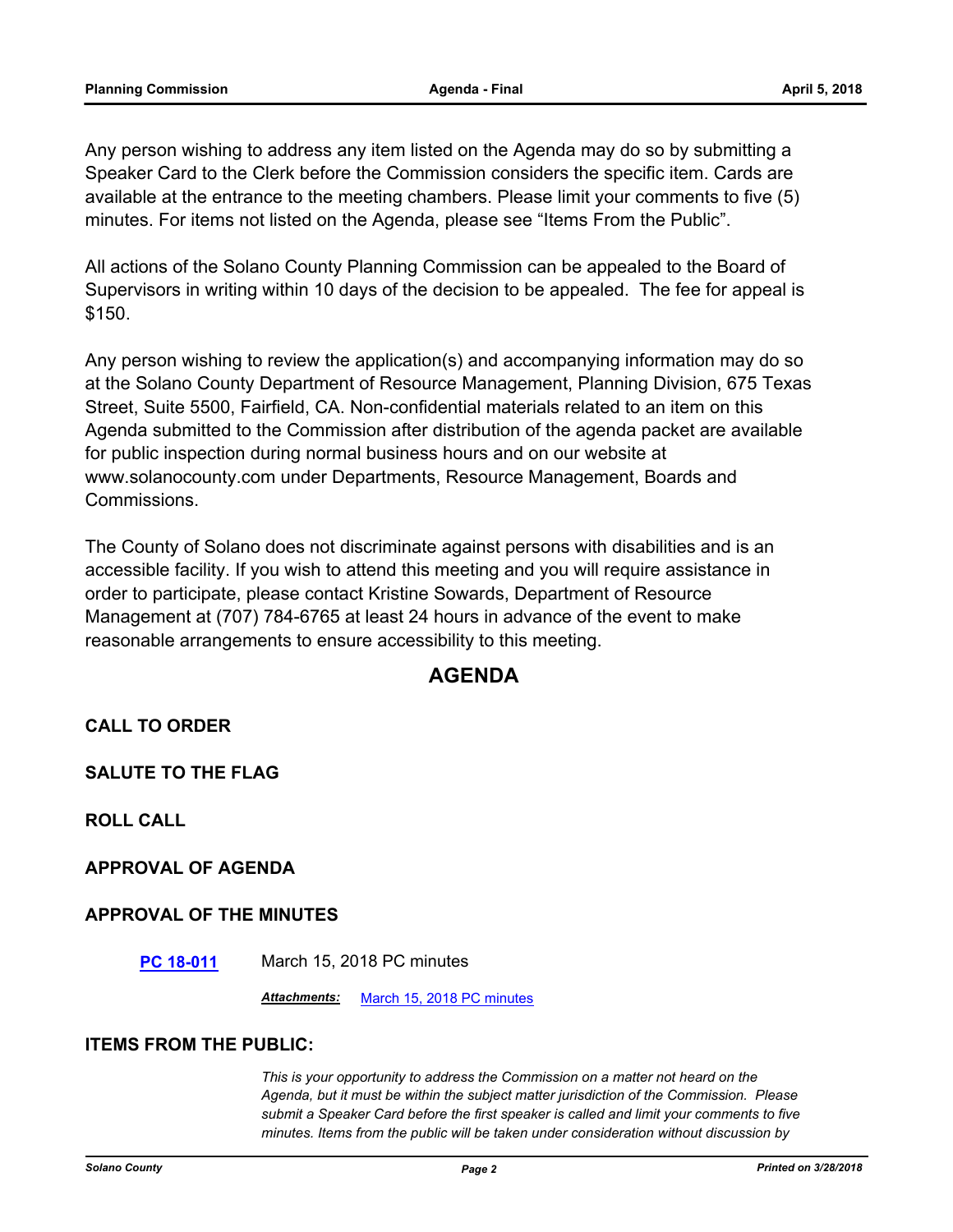Any person wishing to address any item listed on the Agenda may do so by submitting a Speaker Card to the Clerk before the Commission considers the specific item. Cards are available at the entrance to the meeting chambers. Please limit your comments to five (5) minutes. For items not listed on the Agenda, please see “Items From the Public”.

All actions of the Solano County Planning Commission can be appealed to the Board of Supervisors in writing within 10 days of the decision to be appealed. The fee for appeal is $150.

Any person wishing to review the application(s) and accompanying information may do so at the Solano County Department of Resource Management, Planning Division, 675 Texas Street, Suite 5500, Fairfield, CA. Non-confidential materials related to an item on this Agenda submitted to the Commission after distribution of the agenda packet are available for public inspection during normal business hours and on our website at www.solanocounty.com under Departments, Resource Management, Boards and Commissions.

The County of Solano does not discriminate against persons with disabilities and is an accessible facility. If you wish to attend this meeting and you will require assistance in order to participate, please contact Kristine Sowards, Department of Resource Management at (707) 784-6765 at least 24 hours in advance of the event to make reasonable arrangements to ensure accessibility to this meeting.

## AGENDA

### CALL TO ORDER

### SALUTE TO THE FLAG

### ROLL CALL

### APPROVAL OF AGENDA

### APPROVAL OF THE MINUTES

**PC 18-011** March 15, 2018 PC minutes

***Attachments:*** March 15, 2018 PC minutes

### ITEMS FROM THE PUBLIC:

*This is your opportunity to address the Commission on a matter not heard on the Agenda, but it must be within the subject matter jurisdiction of the Commission. Please submit a Speaker Card before the first speaker is called and limit your comments to five minutes. Items from the public will be taken under consideration without discussion by*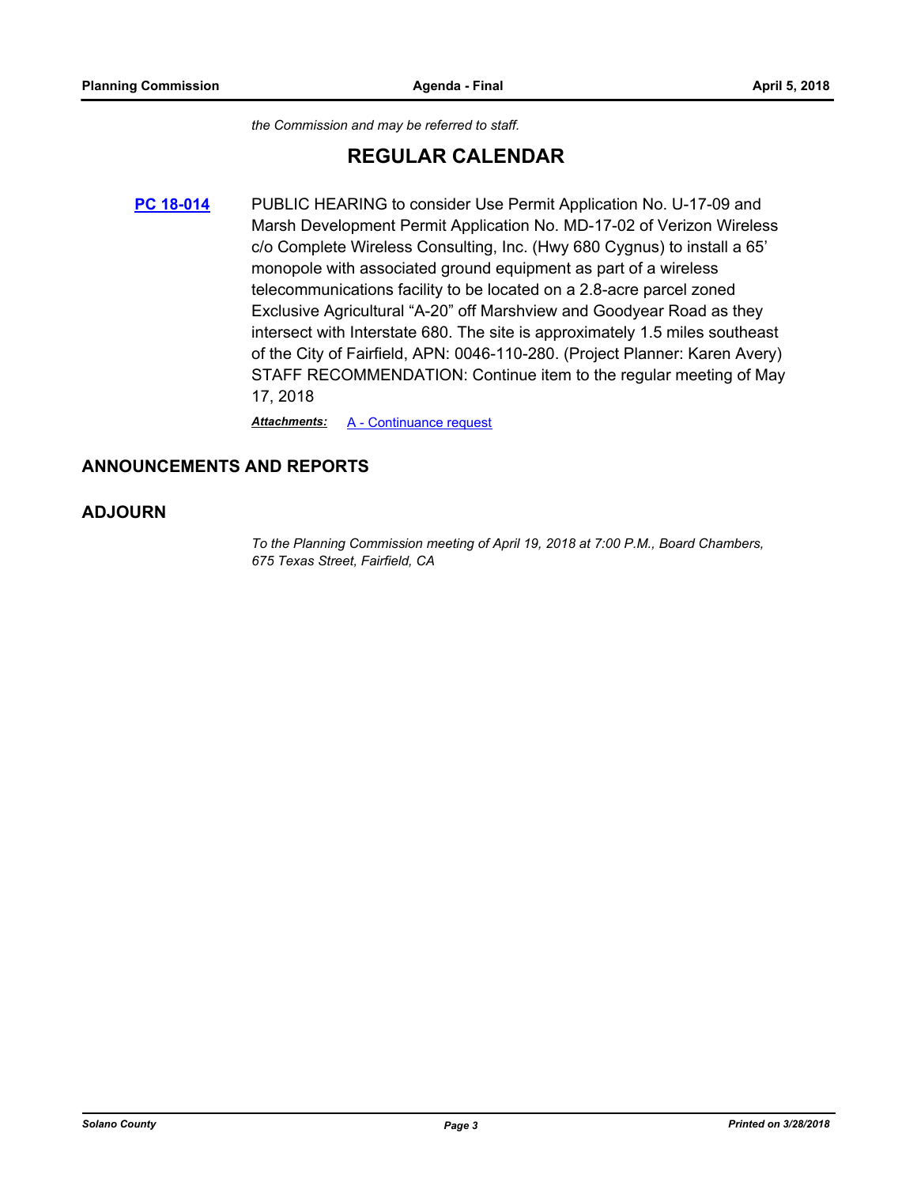*the Commission and may be referred to staff.*

## REGULAR CALENDAR

**PC 18-014** PUBLIC HEARING to consider Use Permit Application No. U-17-09 and Marsh Development Permit Application No. MD-17-02 of Verizon Wireless c/o Complete Wireless Consulting, Inc. (Hwy 680 Cygnus) to install a 65' monopole with associated ground equipment as part of a wireless telecommunications facility to be located on a 2.8-acre parcel zoned Exclusive Agricultural "A-20" off Marshview and Goodyear Road as they intersect with Interstate 680. The site is approximately 1.5 miles southeast of the City of Fairfield, APN: 0046-110-280. (Project Planner: Karen Avery)
STAFF RECOMMENDATION: Continue item to the regular meeting of May 17, 2018

***Attachments:*** A - Continuance request

## ANNOUNCEMENTS AND REPORTS

## ADJOURN

*To the Planning Commission meeting of April 19, 2018 at 7:00 P.M., Board Chambers, 675 Texas Street, Fairfield, CA*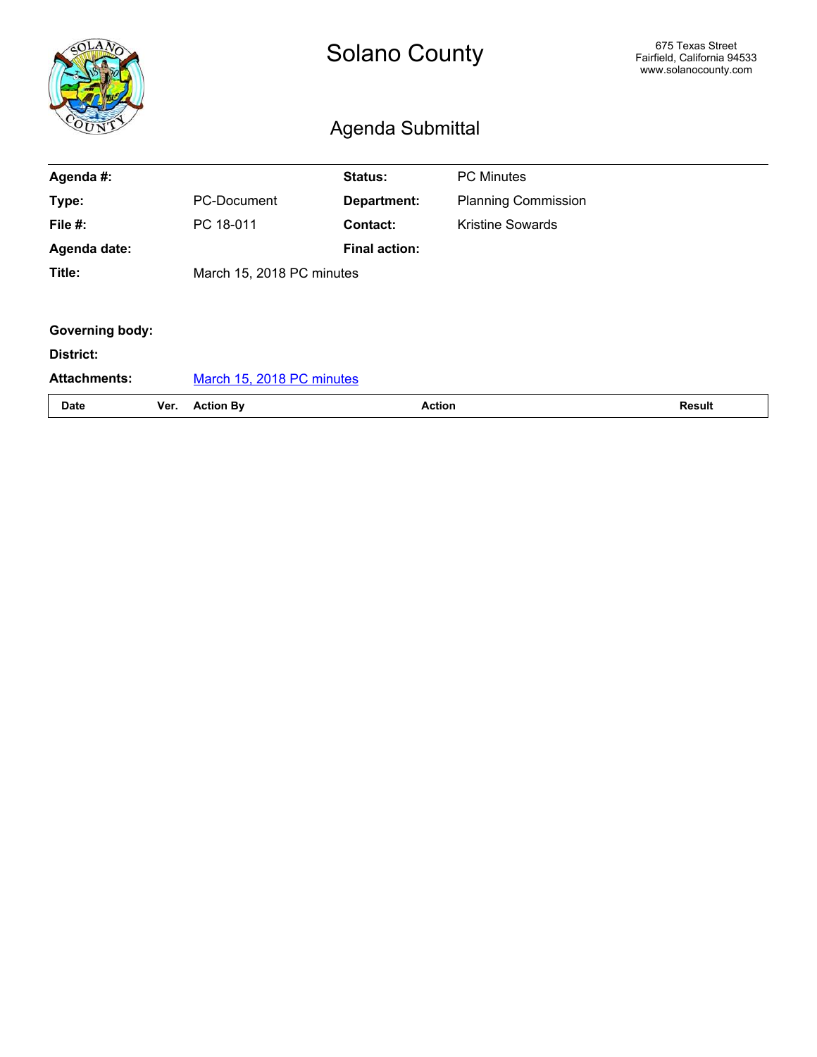# Solano County

675 Texas Street
Fairfield, California 94533
www.solanocounty.com

## Agenda Submittal

| | | | |
|---|---|---|---|
| **Agenda #:** | | **Status:** | PC Minutes |
| **Type:** | PC-Document | **Department:** | Planning Commission |
| **File #:** | PC 18-011 | **Contact:** | Kristine Sowards |
| **Agenda date:** | | **Final action:** | |
| **Title:** | March 15, 2018 PC minutes | | |

**Governing body:**

**District:**

**Attachments:** March 15, 2018 PC minutes

| Date | Ver. | Action By | Action | Result |
|---|---|---|---|---|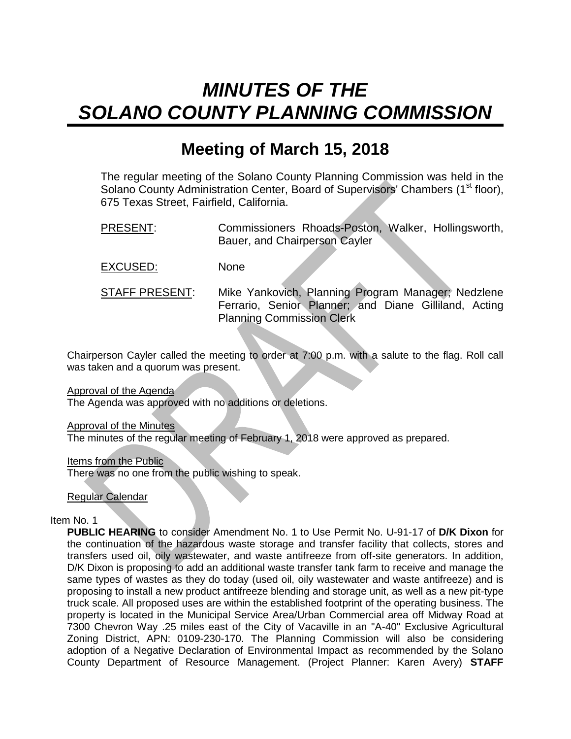# *MINUTES OF THE SOLANO COUNTY PLANNING COMMISSION*

## Meeting of March 15, 2018

The regular meeting of the Solano County Planning Commission was held in the Solano County Administration Center, Board of Supervisors' Chambers (1st floor), 675 Texas Street, Fairfield, California.

PRESENT: Commissioners Rhoads-Poston, Walker, Hollingsworth, Bauer, and Chairperson Cayler

EXCUSED: None

STAFF PRESENT: Mike Yankovich, Planning Program Manager; Nedzlene Ferrario, Senior Planner; and Diane Gilliland, Acting Planning Commission Clerk

Chairperson Cayler called the meeting to order at 7:00 p.m. with a salute to the flag. Roll call was taken and a quorum was present.

Approval of the Agenda
The Agenda was approved with no additions or deletions.

Approval of the Minutes
The minutes of the regular meeting of February 1, 2018 were approved as prepared.

Items from the Public
There was no one from the public wishing to speak.

Regular Calendar

Item No. 1
**PUBLIC HEARING** to consider Amendment No. 1 to Use Permit No. U-91-17 of **D/K Dixon** for the continuation of the hazardous waste storage and transfer facility that collects, stores and transfers used oil, oily wastewater, and waste antifreeze from off-site generators. In addition, D/K Dixon is proposing to add an additional waste transfer tank farm to receive and manage the same types of wastes as they do today (used oil, oily wastewater and waste antifreeze) and is proposing to install a new product antifreeze blending and storage unit, as well as a new pit-type truck scale. All proposed uses are within the established footprint of the operating business. The property is located in the Municipal Service Area/Urban Commercial area off Midway Road at 7300 Chevron Way .25 miles east of the City of Vacaville in an "A-40" Exclusive Agricultural Zoning District, APN: 0109-230-170. The Planning Commission will also be considering adoption of a Negative Declaration of Environmental Impact as recommended by the Solano County Department of Resource Management. (Project Planner: Karen Avery) **STAFF**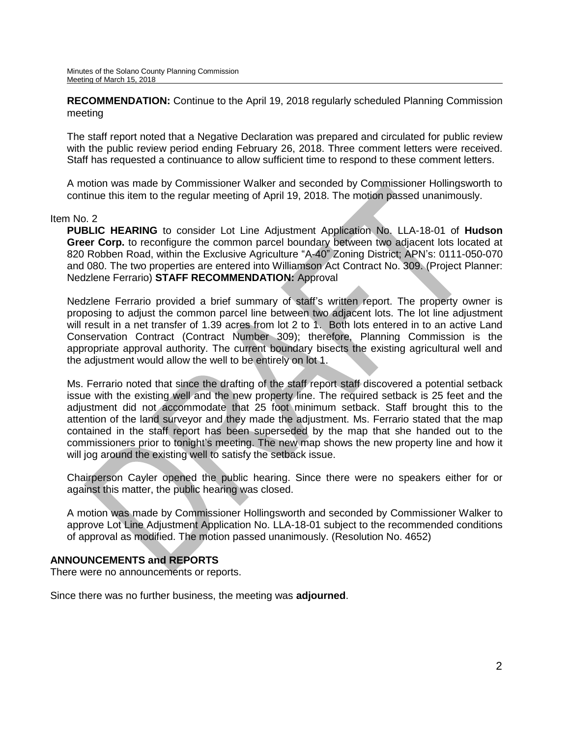**RECOMMENDATION:** Continue to the April 19, 2018 regularly scheduled Planning Commission meeting

The staff report noted that a Negative Declaration was prepared and circulated for public review with the public review period ending February 26, 2018. Three comment letters were received. Staff has requested a continuance to allow sufficient time to respond to these comment letters.

A motion was made by Commissioner Walker and seconded by Commissioner Hollingsworth to continue this item to the regular meeting of April 19, 2018. The motion passed unanimously.

Item No. 2

**PUBLIC HEARING** to consider Lot Line Adjustment Application No. LLA-18-01 of **Hudson Greer Corp.** to reconfigure the common parcel boundary between two adjacent lots located at 820 Robben Road, within the Exclusive Agriculture "A-40" Zoning District; APN's: 0111-050-070 and 080. The two properties are entered into Williamson Act Contract No. 309. (Project Planner: Nedzlene Ferrario) **STAFF RECOMMENDATION:** Approval

Nedzlene Ferrario provided a brief summary of staff's written report. The property owner is proposing to adjust the common parcel line between two adjacent lots. The lot line adjustment will result in a net transfer of 1.39 acres from lot 2 to 1. Both lots entered in to an active Land Conservation Contract (Contract Number 309); therefore, Planning Commission is the appropriate approval authority. The current boundary bisects the existing agricultural well and the adjustment would allow the well to be entirely on lot 1.

Ms. Ferrario noted that since the drafting of the staff report staff discovered a potential setback issue with the existing well and the new property line. The required setback is 25 feet and the adjustment did not accommodate that 25 foot minimum setback. Staff brought this to the attention of the land surveyor and they made the adjustment. Ms. Ferrario stated that the map contained in the staff report has been superseded by the map that she handed out to the commissioners prior to tonight's meeting. The new map shows the new property line and how it will jog around the existing well to satisfy the setback issue.

Chairperson Cayler opened the public hearing. Since there were no speakers either for or against this matter, the public hearing was closed.

A motion was made by Commissioner Hollingsworth and seconded by Commissioner Walker to approve Lot Line Adjustment Application No. LLA-18-01 subject to the recommended conditions of approval as modified. The motion passed unanimously. (Resolution No. 4652)

**ANNOUNCEMENTS and REPORTS**

There were no announcements or reports.

Since there was no further business, the meeting was **adjourned**.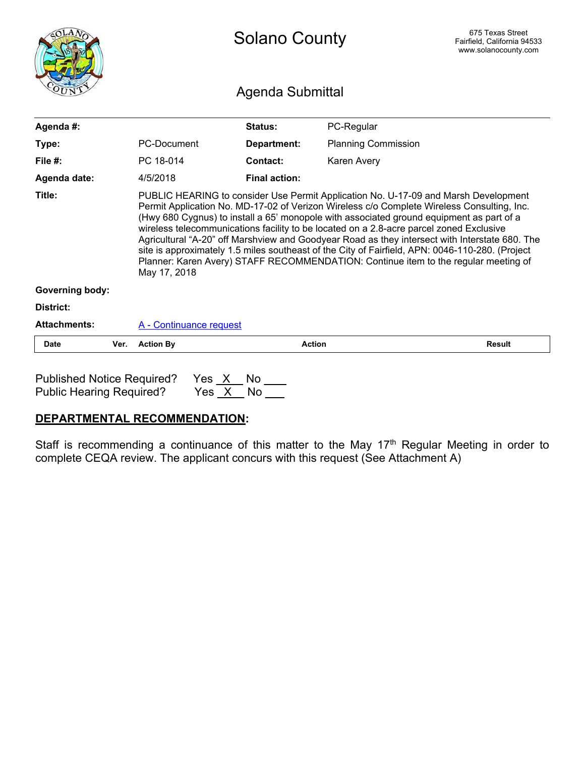# Solano County

675 Texas Street
Fairfield, California 94533
www.solanocounty.com

## Agenda Submittal

| | | | |
|---|---|---|---|
| **Agenda #:** | | **Status:** | PC-Regular |
| **Type:** | PC-Document | **Department:** | Planning Commission |
| **File #:** | PC 18-014 | **Contact:** | Karen Avery |
| **Agenda date:** | 4/5/2018 | **Final action:** | |

**Title:** PUBLIC HEARING to consider Use Permit Application No. U-17-09 and Marsh Development Permit Application No. MD-17-02 of Verizon Wireless c/o Complete Wireless Consulting, Inc. (Hwy 680 Cygnus) to install a 65' monopole with associated ground equipment as part of a wireless telecommunications facility to be located on a 2.8-acre parcel zoned Exclusive Agricultural "A-20" off Marshview and Goodyear Road as they intersect with Interstate 680. The site is approximately 1.5 miles southeast of the City of Fairfield, APN: 0046-110-280. (Project Planner: Karen Avery) STAFF RECOMMENDATION: Continue item to the regular meeting of May 17, 2018

**Governing body:**

**District:**

**Attachments:** A - Continuance request

| Date | Ver. | Action By | Action | Result |
|---|---|---|---|---|

Published Notice Required? Yes \_X\_ No \_\_\_
Public Hearing Required? Yes \_X\_ No \_\_\_

## **DEPARTMENTAL RECOMMENDATION**:

Staff is recommending a continuance of this matter to the May 17th Regular Meeting in order to complete CEQA review. The applicant concurs with this request (See Attachment A)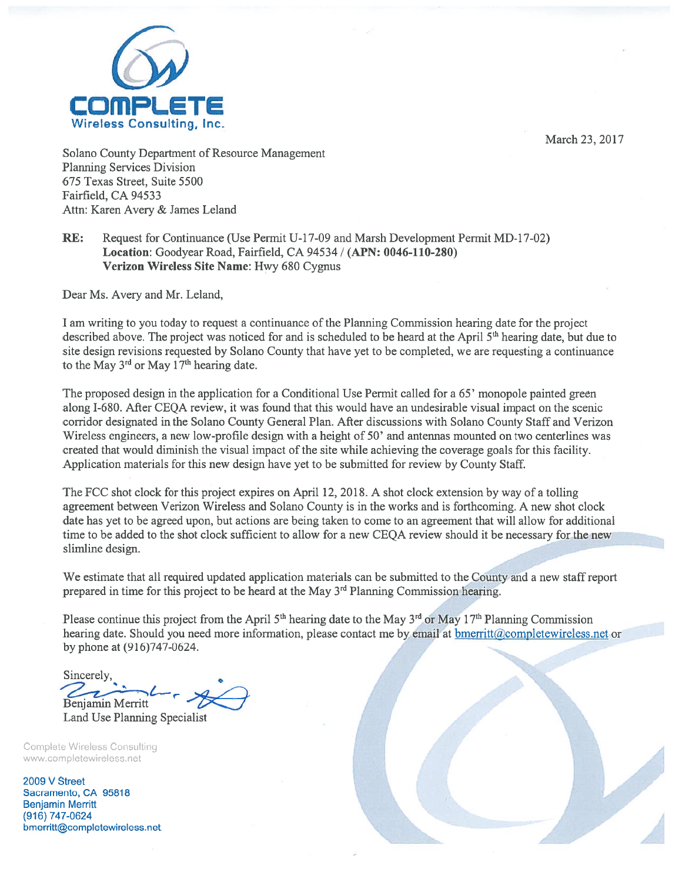**COMPLETE**
Wireless Consulting, Inc.

March 23, 2017

Solano County Department of Resource Management
Planning Services Division
675 Texas Street, Suite 5500
Fairfield, CA 94533
Attn: Karen Avery & James Leland

**RE:** Request for Continuance (Use Permit U-17-09 and Marsh Development Permit MD-17-02)
**Location**: Goodyear Road, Fairfield, CA 94534 / **(APN: 0046-110-280)**
**Verizon Wireless Site Name:** Hwy 680 Cygnus

Dear Ms. Avery and Mr. Leland,

I am writing to you today to request a continuance of the Planning Commission hearing date for the project described above. The project was noticed for and is scheduled to be heard at the April 5th hearing date, but due to site design revisions requested by Solano County that have yet to be completed, we are requesting a continuance to the May 3rd or May 17th hearing date.

The proposed design in the application for a Conditional Use Permit called for a 65' monopole painted green along I-680. After CEQA review, it was found that this would have an undesirable visual impact on the scenic corridor designated in the Solano County General Plan. After discussions with Solano County Staff and Verizon Wireless engineers, a new low-profile design with a height of 50' and antennas mounted on two centerlines was created that would diminish the visual impact of the site while achieving the coverage goals for this facility. Application materials for this new design have yet to be submitted for review by County Staff.

The FCC shot clock for this project expires on April 12, 2018. A shot clock extension by way of a tolling agreement between Verizon Wireless and Solano County is in the works and is forthcoming. A new shot clock date has yet to be agreed upon, but actions are being taken to come to an agreement that will allow for additional time to be added to the shot clock sufficient to allow for a new CEQA review should it be necessary for the new slimline design.

We estimate that all required updated application materials can be submitted to the County and a new staff report prepared in time for this project to be heard at the May 3rd Planning Commission hearing.

Please continue this project from the April 5th hearing date to the May 3rd or May 17th Planning Commission hearing date. Should you need more information, please contact me by email at bmerritt@completewireless.net or by phone at (916)747-0624.

Sincerely,

Benjamin Merritt
Land Use Planning Specialist

Complete Wireless Consulting
www.completewireless.net

2009 V Street
Sacramento, CA 95818
Benjamin Merritt
(916) 747-0624
bmerritt@completewireless.net